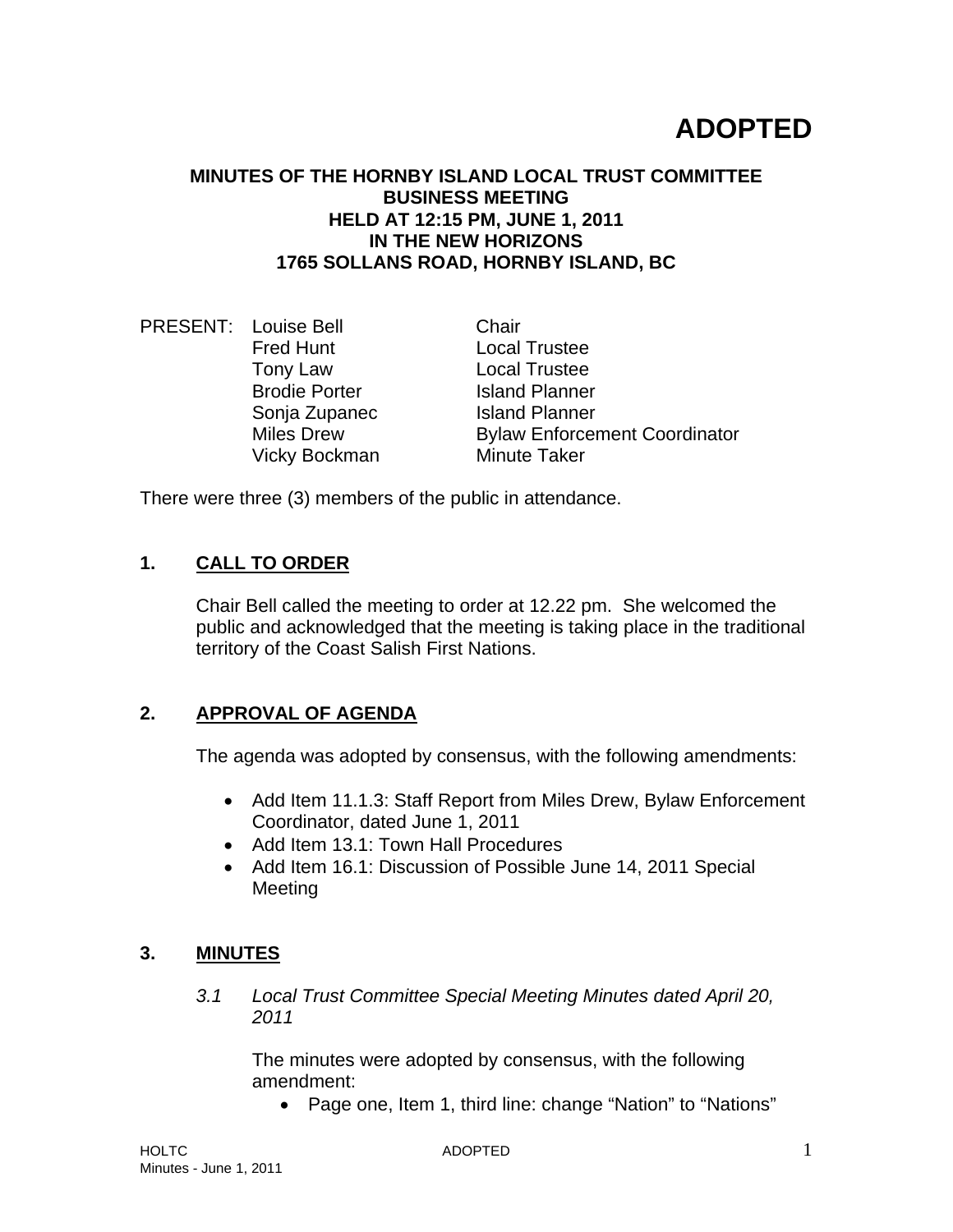# ADOPTED

**MINUTES OF THE HORNBY ISLAND LOCAL TRUST COMMITTEE BUSINESS MEETING HELD AT 12:15 PM, JUNE 1, 2011 IN THE NEW HORIZONS 1765 SOLLANS ROAD, HORNBY ISLAND, BC**

| PRESENT: | | |
|---|---|---|
| | Louise Bell | Chair |
| | Fred Hunt | Local Trustee |
| | Tony Law | Local Trustee |
| | Brodie Porter | Island Planner |
| | Sonja Zupanec | Island Planner |
| | Miles Drew | Bylaw Enforcement Coordinator |
| | Vicky Bockman | Minute Taker |

There were three (3) members of the public in attendance.

## 1. CALL TO ORDER

Chair Bell called the meeting to order at 12.22 pm. She welcomed the public and acknowledged that the meeting is taking place in the traditional territory of the Coast Salish First Nations.

## 2. APPROVAL OF AGENDA

The agenda was adopted by consensus, with the following amendments:

- Add Item 11.1.3: Staff Report from Miles Drew, Bylaw Enforcement Coordinator, dated June 1, 2011
- Add Item 13.1: Town Hall Procedures
- Add Item 16.1: Discussion of Possible June 14, 2011 Special Meeting

## 3. MINUTES

*3.1 Local Trust Committee Special Meeting Minutes dated April 20, 2011*

The minutes were adopted by consensus, with the following amendment:

- Page one, Item 1, third line: change "Nation" to "Nations"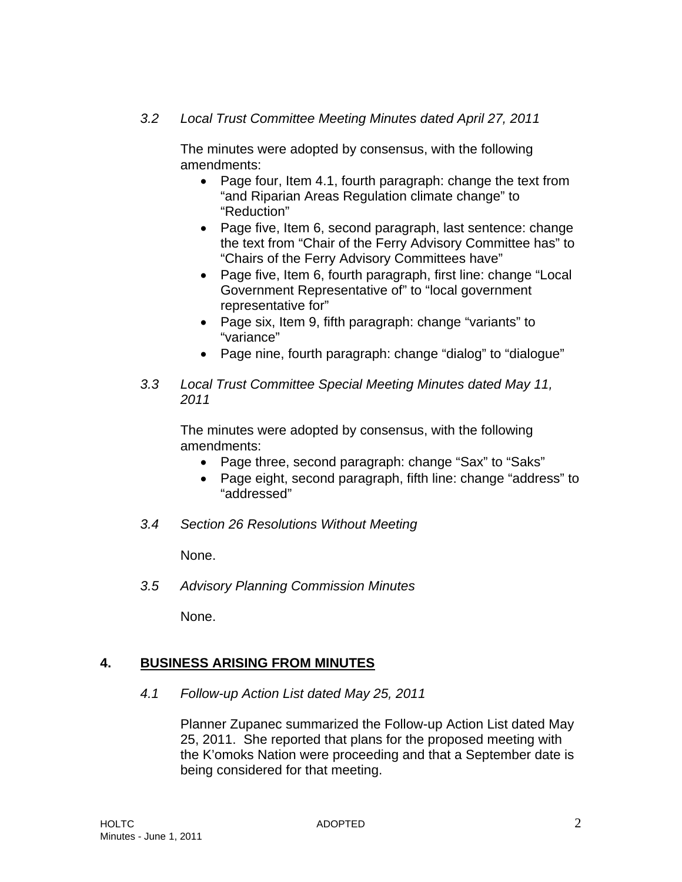*3.2 Local Trust Committee Meeting Minutes dated April 27, 2011*

The minutes were adopted by consensus, with the following amendments:

- Page four, Item 4.1, fourth paragraph: change the text from "and Riparian Areas Regulation climate change" to "Reduction"
- Page five, Item 6, second paragraph, last sentence: change the text from "Chair of the Ferry Advisory Committee has" to "Chairs of the Ferry Advisory Committees have"
- Page five, Item 6, fourth paragraph, first line: change "Local Government Representative of" to "local government representative for"
- Page six, Item 9, fifth paragraph: change "variants" to "variance"
- Page nine, fourth paragraph: change "dialog" to "dialogue"

*3.3 Local Trust Committee Special Meeting Minutes dated May 11, 2011*

The minutes were adopted by consensus, with the following amendments:

- Page three, second paragraph: change "Sax" to "Saks"
- Page eight, second paragraph, fifth line: change "address" to "addressed"

*3.4 Section 26 Resolutions Without Meeting*

None.

*3.5 Advisory Planning Commission Minutes*

None.

## 4. BUSINESS ARISING FROM MINUTES

*4.1 Follow-up Action List dated May 25, 2011*

Planner Zupanec summarized the Follow-up Action List dated May 25, 2011. She reported that plans for the proposed meeting with the K'omoks Nation were proceeding and that a September date is being considered for that meeting.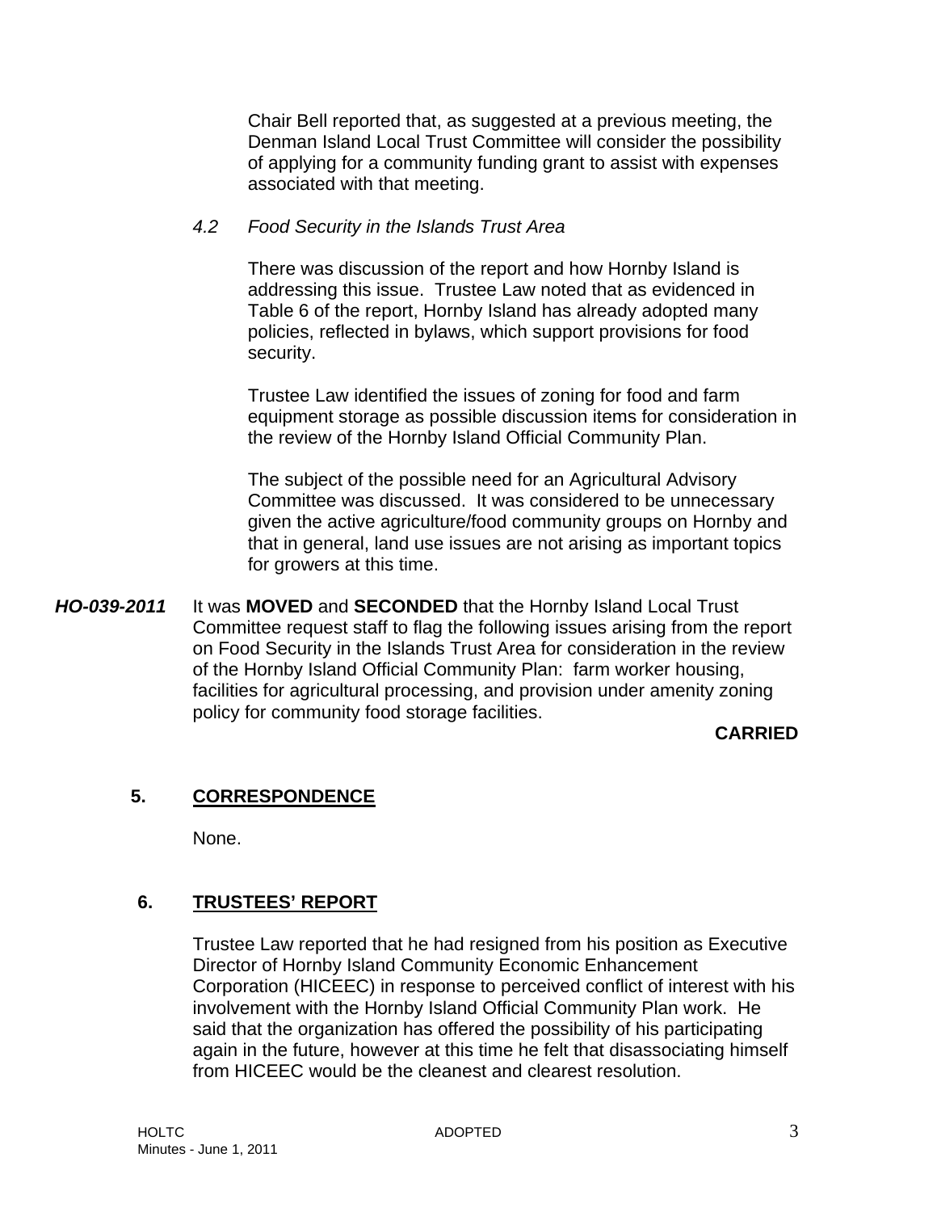Chair Bell reported that, as suggested at a previous meeting, the Denman Island Local Trust Committee will consider the possibility of applying for a community funding grant to assist with expenses associated with that meeting.

*4.2 Food Security in the Islands Trust Area*

There was discussion of the report and how Hornby Island is addressing this issue. Trustee Law noted that as evidenced in Table 6 of the report, Hornby Island has already adopted many policies, reflected in bylaws, which support provisions for food security.

Trustee Law identified the issues of zoning for food and farm equipment storage as possible discussion items for consideration in the review of the Hornby Island Official Community Plan.

The subject of the possible need for an Agricultural Advisory Committee was discussed. It was considered to be unnecessary given the active agriculture/food community groups on Hornby and that in general, land use issues are not arising as important topics for growers at this time.

***HO-039-2011*** It was **MOVED** and **SECONDED** that the Hornby Island Local Trust Committee request staff to flag the following issues arising from the report on Food Security in the Islands Trust Area for consideration in the review of the Hornby Island Official Community Plan: farm worker housing, facilities for agricultural processing, and provision under amenity zoning policy for community food storage facilities.

**CARRIED**

## 5. CORRESPONDENCE

None.

## 6. TRUSTEES' REPORT

Trustee Law reported that he had resigned from his position as Executive Director of Hornby Island Community Economic Enhancement Corporation (HICEEC) in response to perceived conflict of interest with his involvement with the Hornby Island Official Community Plan work. He said that the organization has offered the possibility of his participating again in the future, however at this time he felt that disassociating himself from HICEEC would be the cleanest and clearest resolution.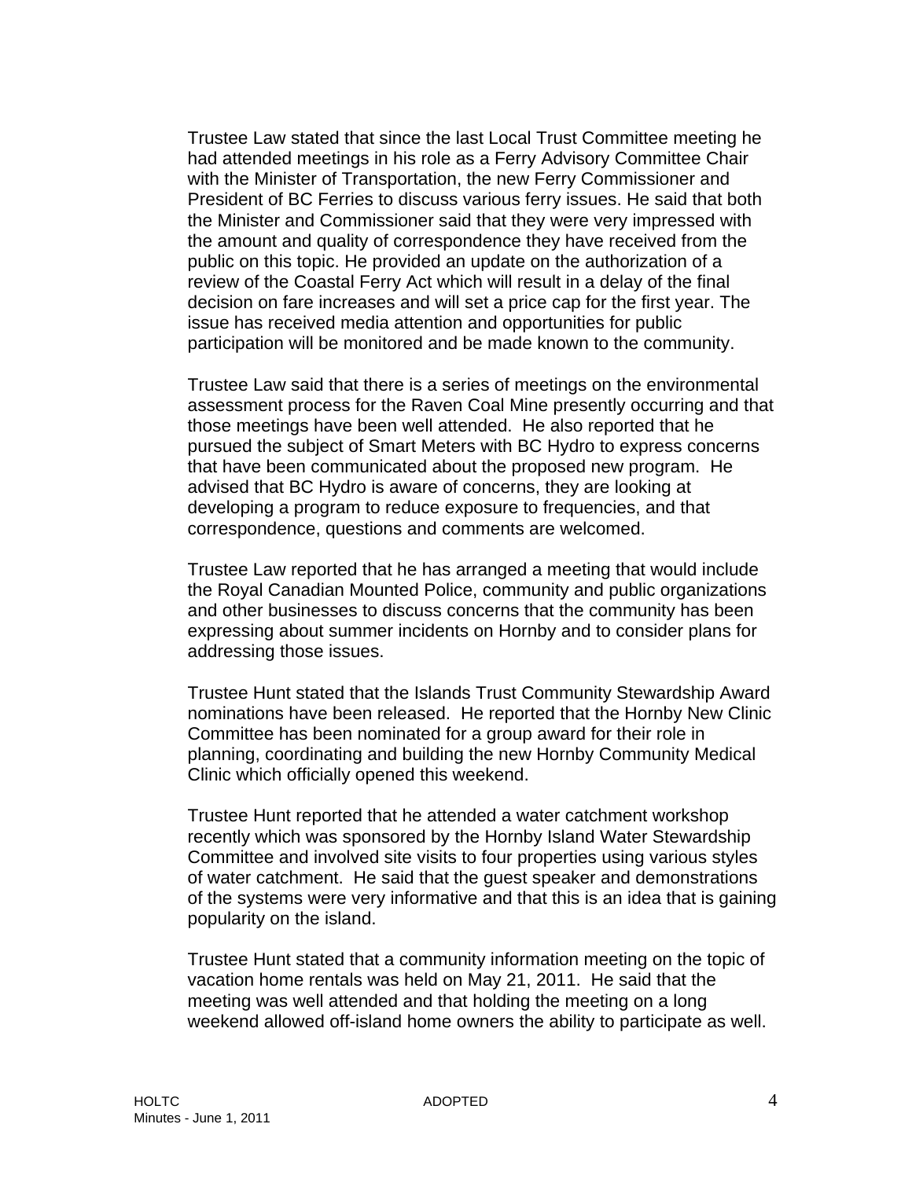Trustee Law stated that since the last Local Trust Committee meeting he had attended meetings in his role as a Ferry Advisory Committee Chair with the Minister of Transportation, the new Ferry Commissioner and President of BC Ferries to discuss various ferry issues. He said that both the Minister and Commissioner said that they were very impressed with the amount and quality of correspondence they have received from the public on this topic. He provided an update on the authorization of a review of the Coastal Ferry Act which will result in a delay of the final decision on fare increases and will set a price cap for the first year. The issue has received media attention and opportunities for public participation will be monitored and be made known to the community.

Trustee Law said that there is a series of meetings on the environmental assessment process for the Raven Coal Mine presently occurring and that those meetings have been well attended. He also reported that he pursued the subject of Smart Meters with BC Hydro to express concerns that have been communicated about the proposed new program. He advised that BC Hydro is aware of concerns, they are looking at developing a program to reduce exposure to frequencies, and that correspondence, questions and comments are welcomed.

Trustee Law reported that he has arranged a meeting that would include the Royal Canadian Mounted Police, community and public organizations and other businesses to discuss concerns that the community has been expressing about summer incidents on Hornby and to consider plans for addressing those issues.

Trustee Hunt stated that the Islands Trust Community Stewardship Award nominations have been released. He reported that the Hornby New Clinic Committee has been nominated for a group award for their role in planning, coordinating and building the new Hornby Community Medical Clinic which officially opened this weekend.

Trustee Hunt reported that he attended a water catchment workshop recently which was sponsored by the Hornby Island Water Stewardship Committee and involved site visits to four properties using various styles of water catchment. He said that the guest speaker and demonstrations of the systems were very informative and that this is an idea that is gaining popularity on the island.

Trustee Hunt stated that a community information meeting on the topic of vacation home rentals was held on May 21, 2011. He said that the meeting was well attended and that holding the meeting on a long weekend allowed off-island home owners the ability to participate as well.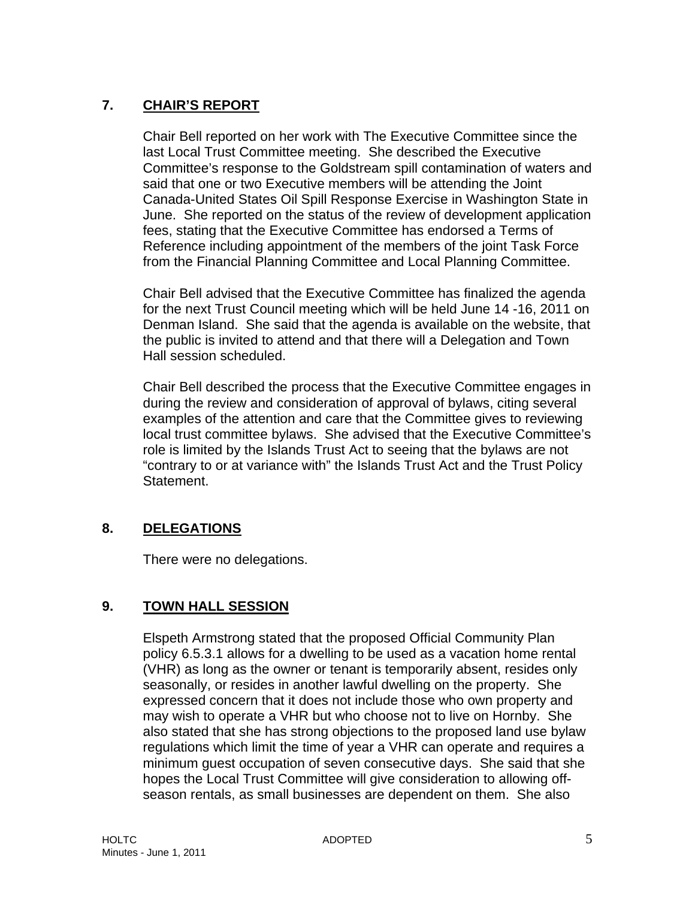## 7. CHAIR'S REPORT

Chair Bell reported on her work with The Executive Committee since the last Local Trust Committee meeting. She described the Executive Committee's response to the Goldstream spill contamination of waters and said that one or two Executive members will be attending the Joint Canada-United States Oil Spill Response Exercise in Washington State in June. She reported on the status of the review of development application fees, stating that the Executive Committee has endorsed a Terms of Reference including appointment of the members of the joint Task Force from the Financial Planning Committee and Local Planning Committee.

Chair Bell advised that the Executive Committee has finalized the agenda for the next Trust Council meeting which will be held June 14 -16, 2011 on Denman Island. She said that the agenda is available on the website, that the public is invited to attend and that there will a Delegation and Town Hall session scheduled.

Chair Bell described the process that the Executive Committee engages in during the review and consideration of approval of bylaws, citing several examples of the attention and care that the Committee gives to reviewing local trust committee bylaws. She advised that the Executive Committee's role is limited by the Islands Trust Act to seeing that the bylaws are not "contrary to or at variance with" the Islands Trust Act and the Trust Policy Statement.

## 8. DELEGATIONS

There were no delegations.

## 9. TOWN HALL SESSION

Elspeth Armstrong stated that the proposed Official Community Plan policy 6.5.3.1 allows for a dwelling to be used as a vacation home rental (VHR) as long as the owner or tenant is temporarily absent, resides only seasonally, or resides in another lawful dwelling on the property. She expressed concern that it does not include those who own property and may wish to operate a VHR but who choose not to live on Hornby. She also stated that she has strong objections to the proposed land use bylaw regulations which limit the time of year a VHR can operate and requires a minimum guest occupation of seven consecutive days. She said that she hopes the Local Trust Committee will give consideration to allowing off-season rentals, as small businesses are dependent on them. She also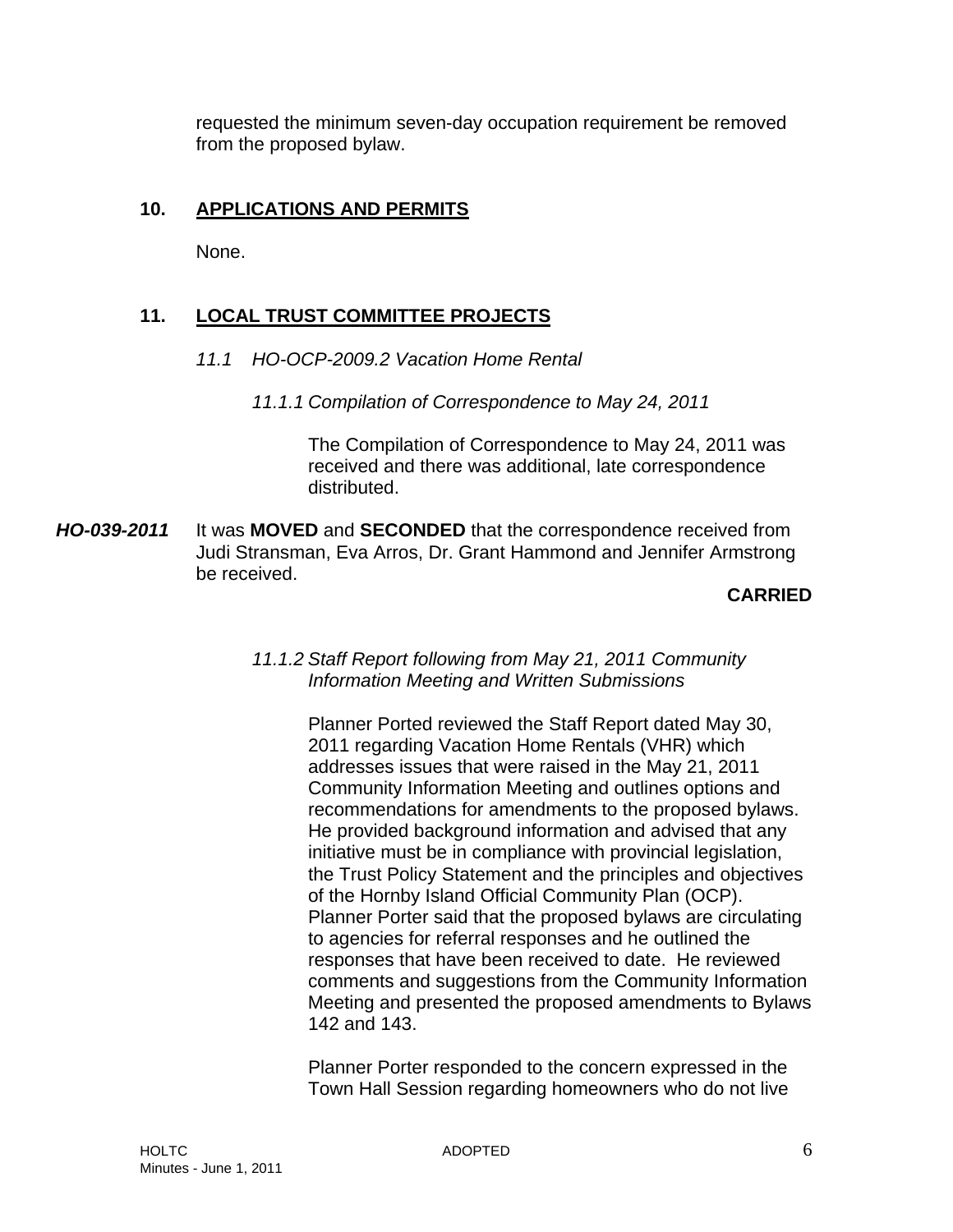requested the minimum seven-day occupation requirement be removed from the proposed bylaw.

## 10. APPLICATIONS AND PERMITS

None.

## 11. LOCAL TRUST COMMITTEE PROJECTS

*11.1 HO-OCP-2009.2 Vacation Home Rental*

*11.1.1 Compilation of Correspondence to May 24, 2011*

The Compilation of Correspondence to May 24, 2011 was received and there was additional, late correspondence distributed.

***HO-039-2011*** It was **MOVED** and **SECONDED** that the correspondence received from Judi Stransman, Eva Arros, Dr. Grant Hammond and Jennifer Armstrong be received.

**CARRIED**

*11.1.2 Staff Report following from May 21, 2011 Community Information Meeting and Written Submissions*

Planner Ported reviewed the Staff Report dated May 30, 2011 regarding Vacation Home Rentals (VHR) which addresses issues that were raised in the May 21, 2011 Community Information Meeting and outlines options and recommendations for amendments to the proposed bylaws. He provided background information and advised that any initiative must be in compliance with provincial legislation, the Trust Policy Statement and the principles and objectives of the Hornby Island Official Community Plan (OCP). Planner Porter said that the proposed bylaws are circulating to agencies for referral responses and he outlined the responses that have been received to date. He reviewed comments and suggestions from the Community Information Meeting and presented the proposed amendments to Bylaws 142 and 143.

Planner Porter responded to the concern expressed in the Town Hall Session regarding homeowners who do not live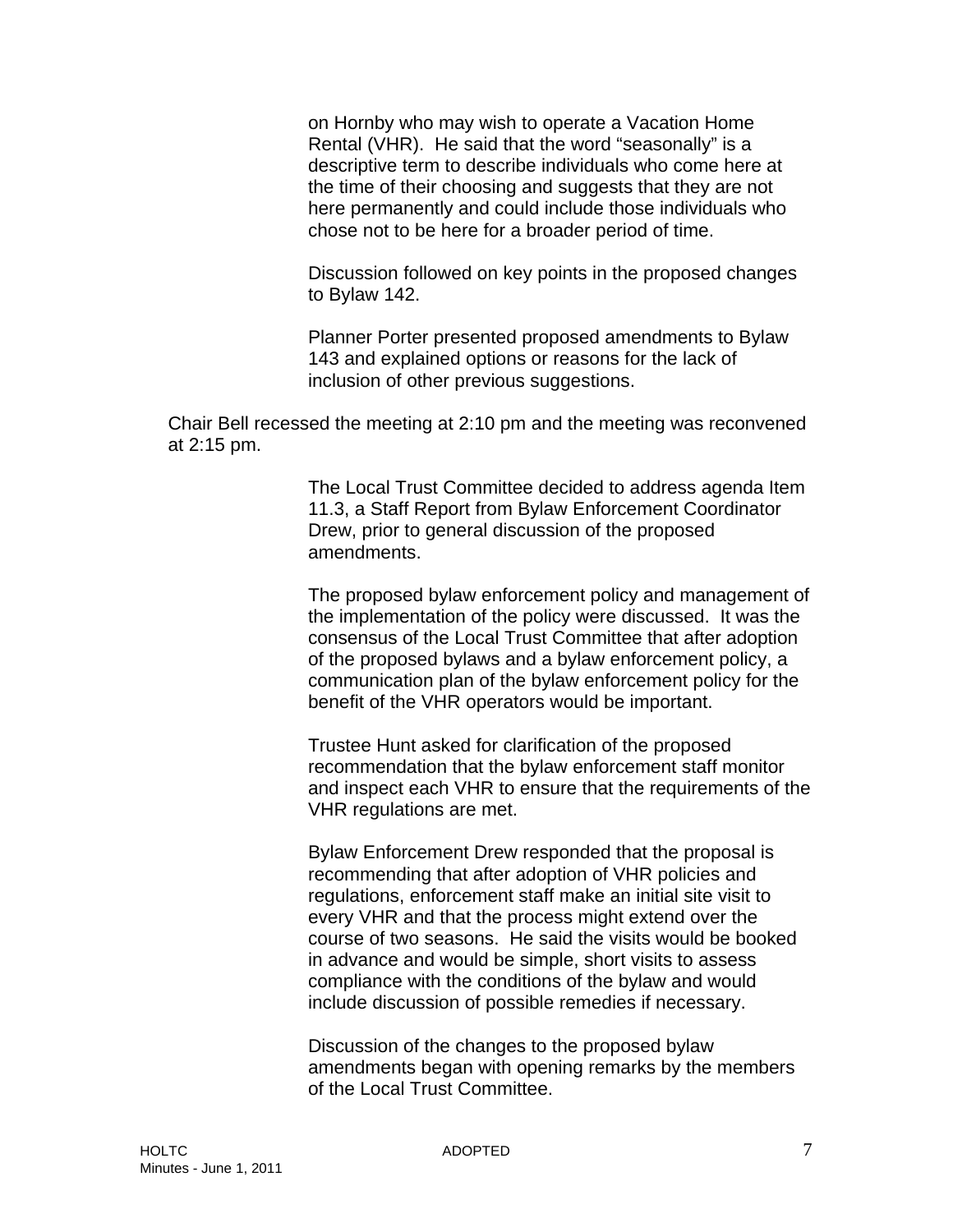on Hornby who may wish to operate a Vacation Home Rental (VHR). He said that the word "seasonally" is a descriptive term to describe individuals who come here at the time of their choosing and suggests that they are not here permanently and could include those individuals who chose not to be here for a broader period of time.

Discussion followed on key points in the proposed changes to Bylaw 142.

Planner Porter presented proposed amendments to Bylaw 143 and explained options or reasons for the lack of inclusion of other previous suggestions.

Chair Bell recessed the meeting at 2:10 pm and the meeting was reconvened at 2:15 pm.

The Local Trust Committee decided to address agenda Item 11.3, a Staff Report from Bylaw Enforcement Coordinator Drew, prior to general discussion of the proposed amendments.

The proposed bylaw enforcement policy and management of the implementation of the policy were discussed. It was the consensus of the Local Trust Committee that after adoption of the proposed bylaws and a bylaw enforcement policy, a communication plan of the bylaw enforcement policy for the benefit of the VHR operators would be important.

Trustee Hunt asked for clarification of the proposed recommendation that the bylaw enforcement staff monitor and inspect each VHR to ensure that the requirements of the VHR regulations are met.

Bylaw Enforcement Drew responded that the proposal is recommending that after adoption of VHR policies and regulations, enforcement staff make an initial site visit to every VHR and that the process might extend over the course of two seasons. He said the visits would be booked in advance and would be simple, short visits to assess compliance with the conditions of the bylaw and would include discussion of possible remedies if necessary.

Discussion of the changes to the proposed bylaw amendments began with opening remarks by the members of the Local Trust Committee.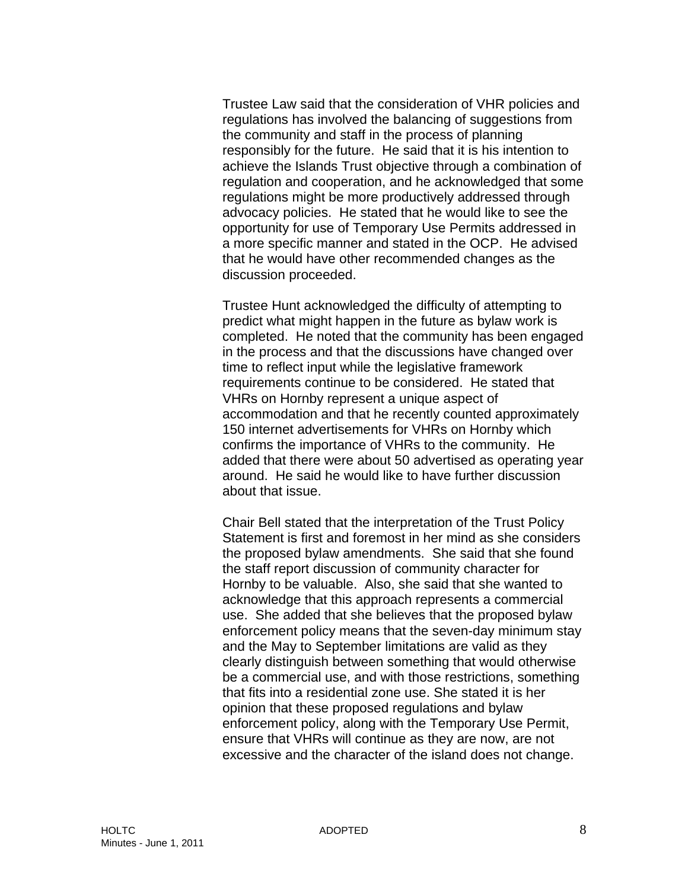Trustee Law said that the consideration of VHR policies and regulations has involved the balancing of suggestions from the community and staff in the process of planning responsibly for the future. He said that it is his intention to achieve the Islands Trust objective through a combination of regulation and cooperation, and he acknowledged that some regulations might be more productively addressed through advocacy policies. He stated that he would like to see the opportunity for use of Temporary Use Permits addressed in a more specific manner and stated in the OCP. He advised that he would have other recommended changes as the discussion proceeded.

Trustee Hunt acknowledged the difficulty of attempting to predict what might happen in the future as bylaw work is completed. He noted that the community has been engaged in the process and that the discussions have changed over time to reflect input while the legislative framework requirements continue to be considered. He stated that VHRs on Hornby represent a unique aspect of accommodation and that he recently counted approximately 150 internet advertisements for VHRs on Hornby which confirms the importance of VHRs to the community. He added that there were about 50 advertised as operating year around. He said he would like to have further discussion about that issue.

Chair Bell stated that the interpretation of the Trust Policy Statement is first and foremost in her mind as she considers the proposed bylaw amendments. She said that she found the staff report discussion of community character for Hornby to be valuable. Also, she said that she wanted to acknowledge that this approach represents a commercial use. She added that she believes that the proposed bylaw enforcement policy means that the seven-day minimum stay and the May to September limitations are valid as they clearly distinguish between something that would otherwise be a commercial use, and with those restrictions, something that fits into a residential zone use. She stated it is her opinion that these proposed regulations and bylaw enforcement policy, along with the Temporary Use Permit, ensure that VHRs will continue as they are now, are not excessive and the character of the island does not change.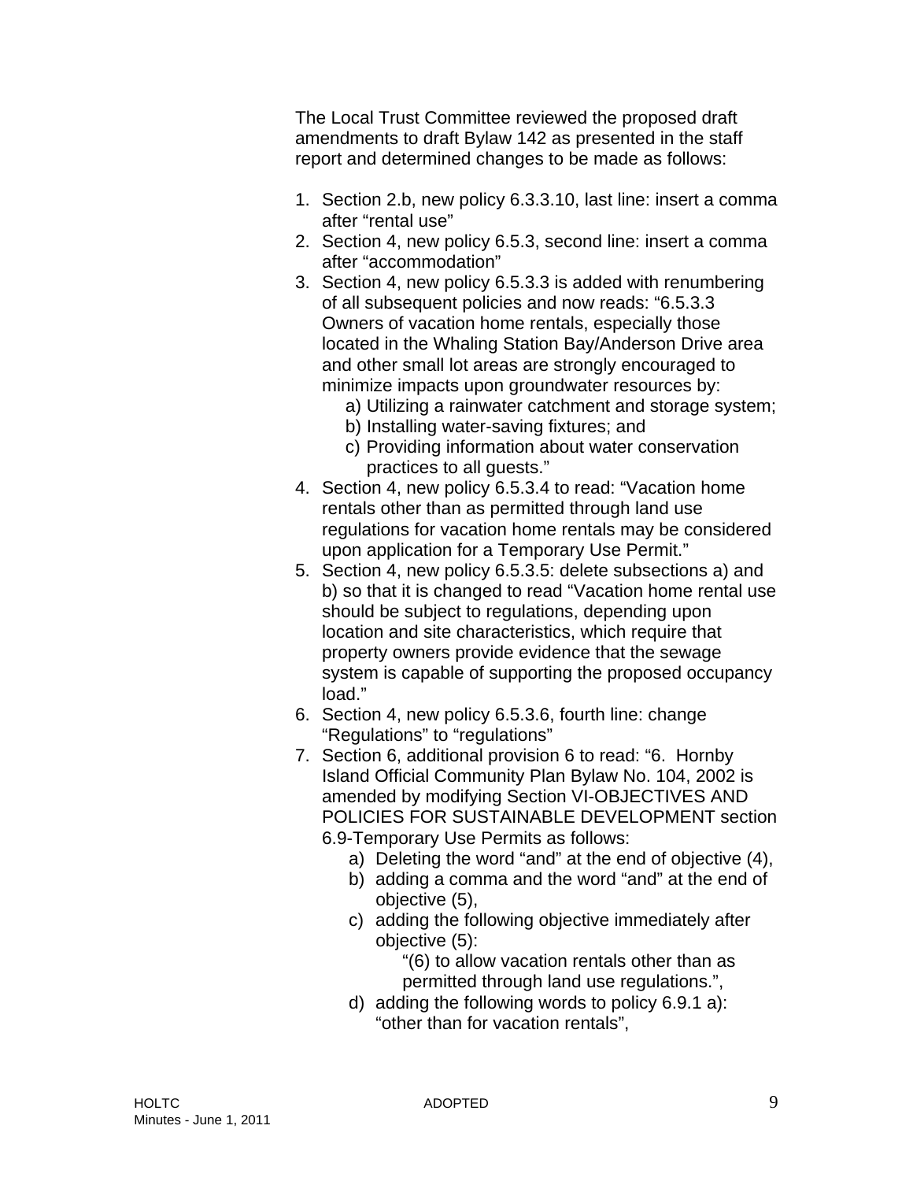The Local Trust Committee reviewed the proposed draft amendments to draft Bylaw 142 as presented in the staff report and determined changes to be made as follows:

1. Section 2.b, new policy 6.3.3.10, last line: insert a comma after “rental use”
2. Section 4, new policy 6.5.3, second line: insert a comma after “accommodation”
3. Section 4, new policy 6.5.3.3 is added with renumbering of all subsequent policies and now reads: “6.5.3.3 Owners of vacation home rentals, especially those located in the Whaling Station Bay/Anderson Drive area and other small lot areas are strongly encouraged to minimize impacts upon groundwater resources by:
   a) Utilizing a rainwater catchment and storage system;
   b) Installing water-saving fixtures; and
   c) Providing information about water conservation practices to all guests.”
4. Section 4, new policy 6.5.3.4 to read: “Vacation home rentals other than as permitted through land use regulations for vacation home rentals may be considered upon application for a Temporary Use Permit.”
5. Section 4, new policy 6.5.3.5: delete subsections a) and b) so that it is changed to read “Vacation home rental use should be subject to regulations, depending upon location and site characteristics, which require that property owners provide evidence that the sewage system is capable of supporting the proposed occupancy load.”
6. Section 4, new policy 6.5.3.6, fourth line: change “Regulations” to “regulations”
7. Section 6, additional provision 6 to read: “6. Hornby Island Official Community Plan Bylaw No. 104, 2002 is amended by modifying Section VI-OBJECTIVES AND POLICIES FOR SUSTAINABLE DEVELOPMENT section 6.9-Temporary Use Permits as follows:
   a) Deleting the word “and” at the end of objective (4),
   b) adding a comma and the word “and” at the end of objective (5),
   c) adding the following objective immediately after objective (5):
      “(6) to allow vacation rentals other than as permitted through land use regulations.”,
   d) adding the following words to policy 6.9.1 a): “other than for vacation rentals”,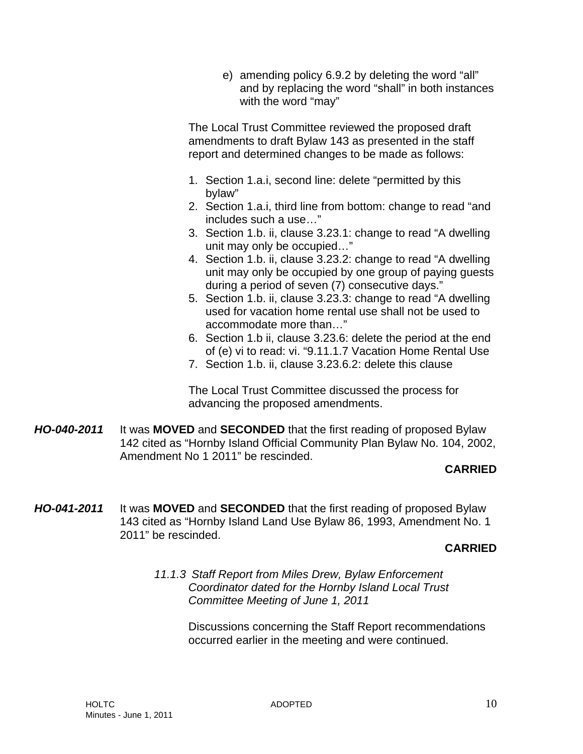e) amending policy 6.9.2 by deleting the word "all" and by replacing the word "shall" in both instances with the word "may"

The Local Trust Committee reviewed the proposed draft amendments to draft Bylaw 143 as presented in the staff report and determined changes to be made as follows:

1. Section 1.a.i, second line: delete "permitted by this bylaw"
2. Section 1.a.i, third line from bottom: change to read "and includes such a use…"
3. Section 1.b. ii, clause 3.23.1: change to read "A dwelling unit may only be occupied…"
4. Section 1.b. ii, clause 3.23.2: change to read "A dwelling unit may only be occupied by one group of paying guests during a period of seven (7) consecutive days."
5. Section 1.b. ii, clause 3.23.3: change to read "A dwelling used for vacation home rental use shall not be used to accommodate more than…"
6. Section 1.b ii, clause 3.23.6: delete the period at the end of (e) vi to read: vi. "9.11.1.7 Vacation Home Rental Use
7. Section 1.b. ii, clause 3.23.6.2: delete this clause

The Local Trust Committee discussed the process for advancing the proposed amendments.

***HO-040-2011*** It was **MOVED** and **SECONDED** that the first reading of proposed Bylaw 142 cited as "Hornby Island Official Community Plan Bylaw No. 104, 2002, Amendment No 1 2011" be rescinded.

**CARRIED**

***HO-041-2011*** It was **MOVED** and **SECONDED** that the first reading of proposed Bylaw 143 cited as "Hornby Island Land Use Bylaw 86, 1993, Amendment No. 1 2011" be rescinded.

**CARRIED**

*11.1.3 Staff Report from Miles Drew, Bylaw Enforcement Coordinator dated for the Hornby Island Local Trust Committee Meeting of June 1, 2011*

Discussions concerning the Staff Report recommendations occurred earlier in the meeting and were continued.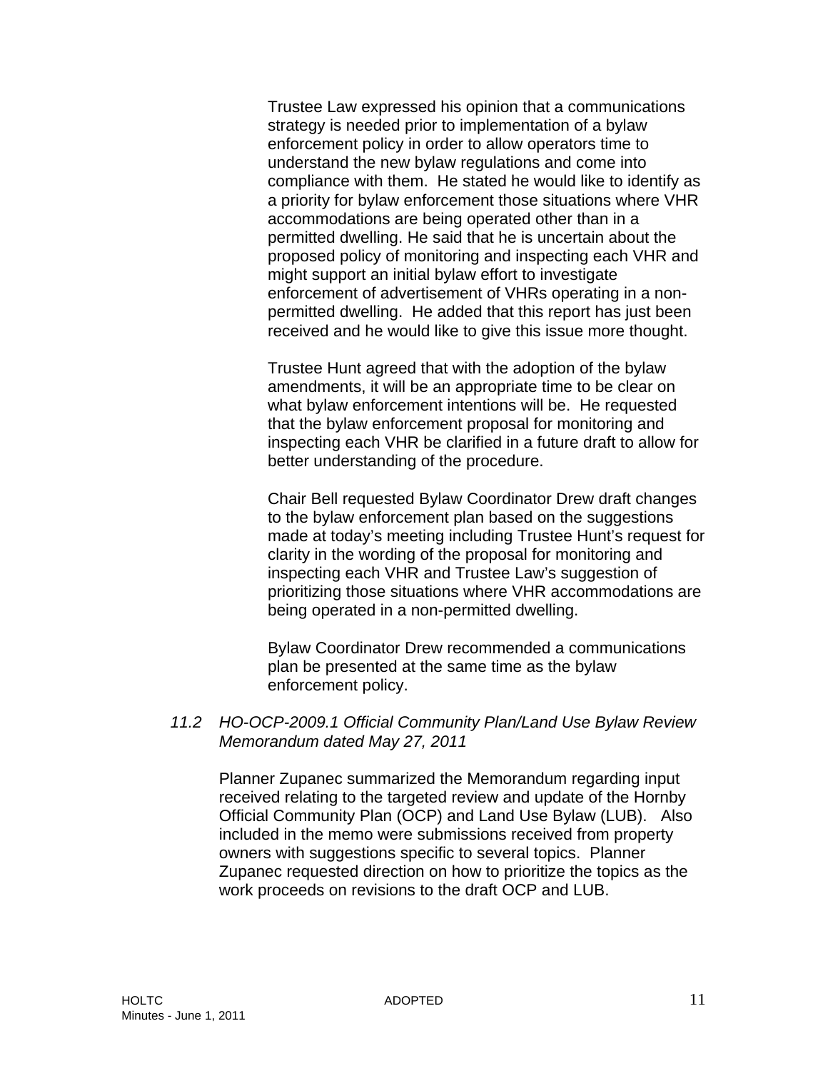Trustee Law expressed his opinion that a communications strategy is needed prior to implementation of a bylaw enforcement policy in order to allow operators time to understand the new bylaw regulations and come into compliance with them. He stated he would like to identify as a priority for bylaw enforcement those situations where VHR accommodations are being operated other than in a permitted dwelling. He said that he is uncertain about the proposed policy of monitoring and inspecting each VHR and might support an initial bylaw effort to investigate enforcement of advertisement of VHRs operating in a non-permitted dwelling. He added that this report has just been received and he would like to give this issue more thought.

Trustee Hunt agreed that with the adoption of the bylaw amendments, it will be an appropriate time to be clear on what bylaw enforcement intentions will be. He requested that the bylaw enforcement proposal for monitoring and inspecting each VHR be clarified in a future draft to allow for better understanding of the procedure.

Chair Bell requested Bylaw Coordinator Drew draft changes to the bylaw enforcement plan based on the suggestions made at today's meeting including Trustee Hunt's request for clarity in the wording of the proposal for monitoring and inspecting each VHR and Trustee Law's suggestion of prioritizing those situations where VHR accommodations are being operated in a non-permitted dwelling.

Bylaw Coordinator Drew recommended a communications plan be presented at the same time as the bylaw enforcement policy.

*11.2 HO-OCP-2009.1 Official Community Plan/Land Use Bylaw Review Memorandum dated May 27, 2011*

Planner Zupanec summarized the Memorandum regarding input received relating to the targeted review and update of the Hornby Official Community Plan (OCP) and Land Use Bylaw (LUB). Also included in the memo were submissions received from property owners with suggestions specific to several topics. Planner Zupanec requested direction on how to prioritize the topics as the work proceeds on revisions to the draft OCP and LUB.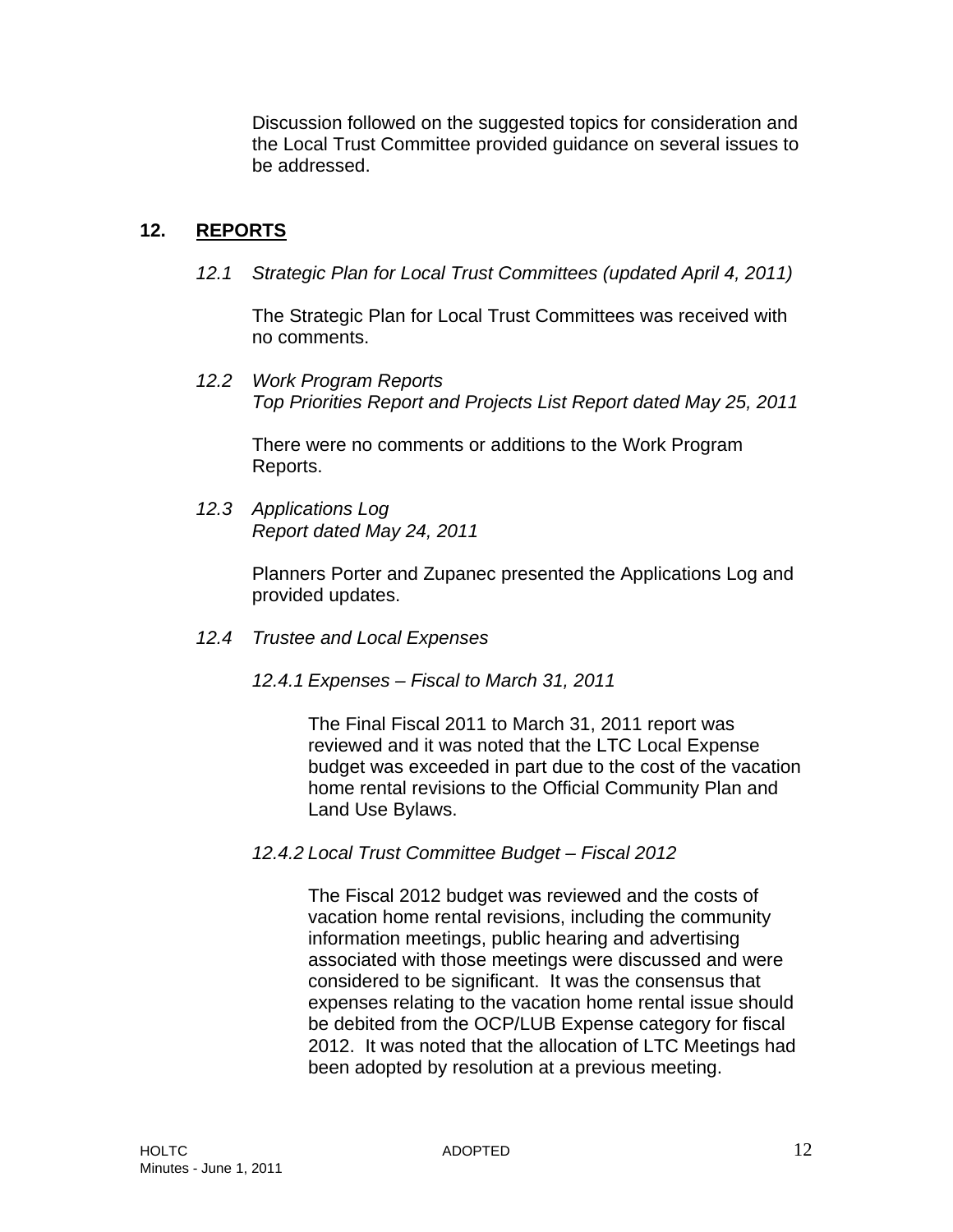Discussion followed on the suggested topics for consideration and the Local Trust Committee provided guidance on several issues to be addressed.

## 12. REPORTS

*12.1 Strategic Plan for Local Trust Committees (updated April 4, 2011)*

The Strategic Plan for Local Trust Committees was received with no comments.

*12.2 Work Program Reports*
*Top Priorities Report and Projects List Report dated May 25, 2011*

There were no comments or additions to the Work Program Reports.

*12.3 Applications Log*
*Report dated May 24, 2011*

Planners Porter and Zupanec presented the Applications Log and provided updates.

*12.4 Trustee and Local Expenses*

*12.4.1 Expenses – Fiscal to March 31, 2011*

The Final Fiscal 2011 to March 31, 2011 report was reviewed and it was noted that the LTC Local Expense budget was exceeded in part due to the cost of the vacation home rental revisions to the Official Community Plan and Land Use Bylaws.

*12.4.2 Local Trust Committee Budget – Fiscal 2012*

The Fiscal 2012 budget was reviewed and the costs of vacation home rental revisions, including the community information meetings, public hearing and advertising associated with those meetings were discussed and were considered to be significant. It was the consensus that expenses relating to the vacation home rental issue should be debited from the OCP/LUB Expense category for fiscal 2012. It was noted that the allocation of LTC Meetings had been adopted by resolution at a previous meeting.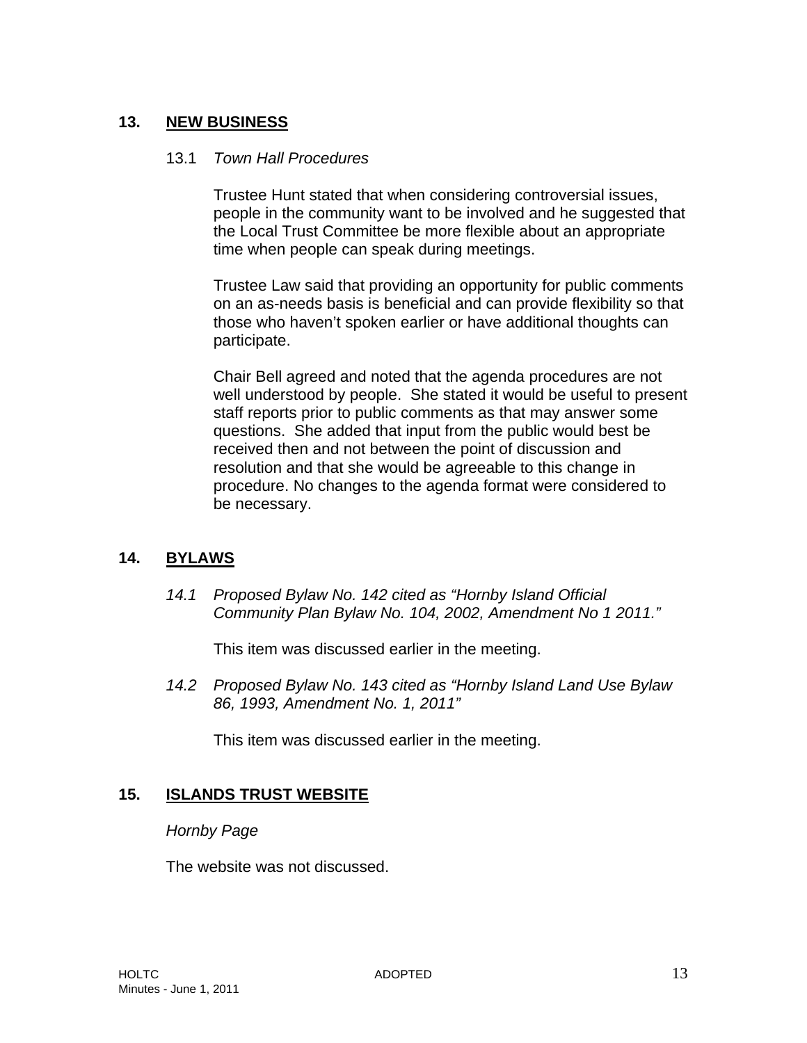## 13. NEW BUSINESS

13.1 *Town Hall Procedures*

Trustee Hunt stated that when considering controversial issues, people in the community want to be involved and he suggested that the Local Trust Committee be more flexible about an appropriate time when people can speak during meetings.

Trustee Law said that providing an opportunity for public comments on an as-needs basis is beneficial and can provide flexibility so that those who haven't spoken earlier or have additional thoughts can participate.

Chair Bell agreed and noted that the agenda procedures are not well understood by people. She stated it would be useful to present staff reports prior to public comments as that may answer some questions. She added that input from the public would best be received then and not between the point of discussion and resolution and that she would be agreeable to this change in procedure. No changes to the agenda format were considered to be necessary.

## 14. BYLAWS

*14.1 Proposed Bylaw No. 142 cited as "Hornby Island Official Community Plan Bylaw No. 104, 2002, Amendment No 1 2011."*

This item was discussed earlier in the meeting.

*14.2 Proposed Bylaw No. 143 cited as "Hornby Island Land Use Bylaw 86, 1993, Amendment No. 1, 2011"*

This item was discussed earlier in the meeting.

## 15. ISLANDS TRUST WEBSITE

*Hornby Page*

The website was not discussed.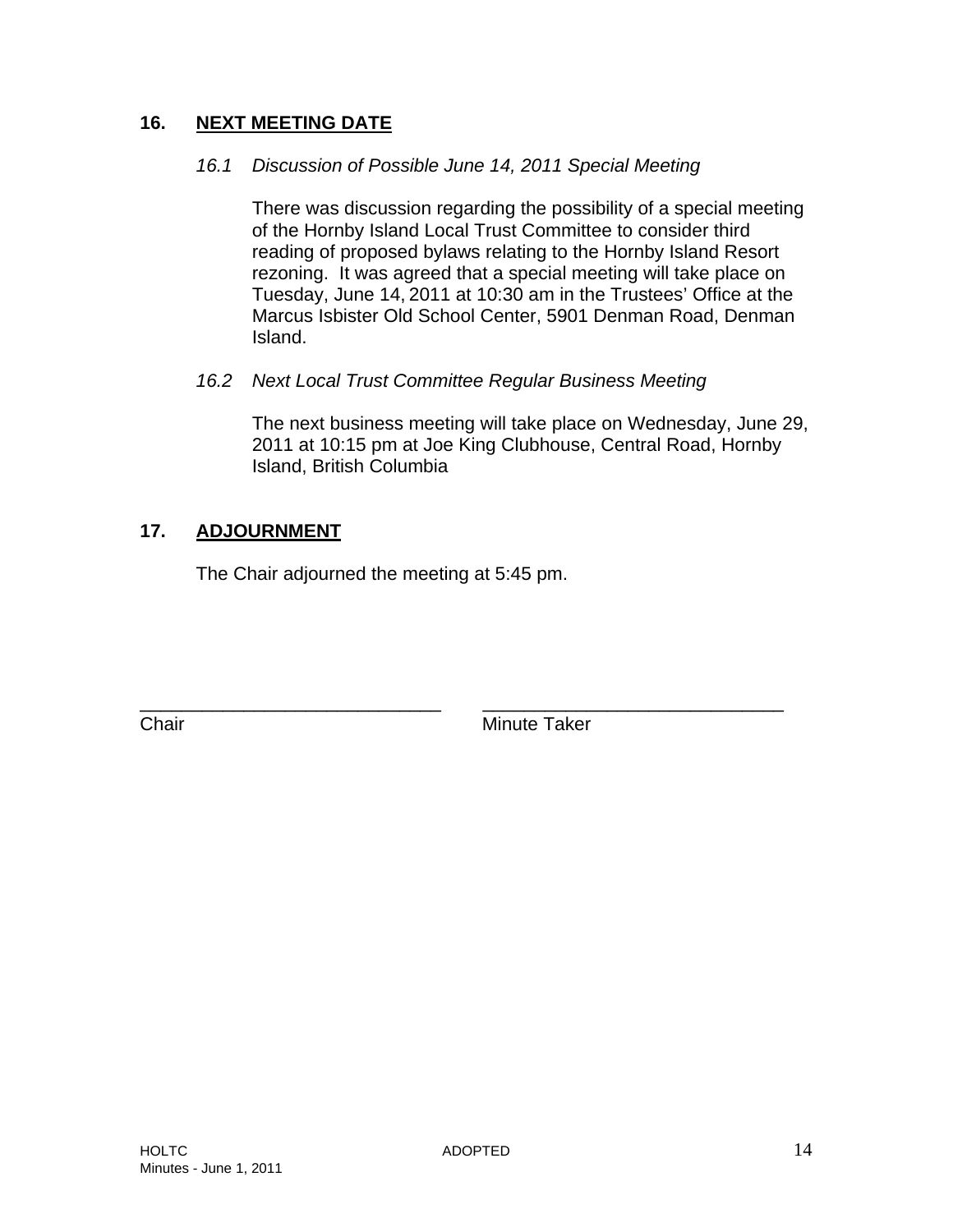## 16. NEXT MEETING DATE

*16.1 Discussion of Possible June 14, 2011 Special Meeting*

There was discussion regarding the possibility of a special meeting of the Hornby Island Local Trust Committee to consider third reading of proposed bylaws relating to the Hornby Island Resort rezoning. It was agreed that a special meeting will take place on Tuesday, June 14, 2011 at 10:30 am in the Trustees' Office at the Marcus Isbister Old School Center, 5901 Denman Road, Denman Island.

*16.2 Next Local Trust Committee Regular Business Meeting*

The next business meeting will take place on Wednesday, June 29, 2011 at 10:15 pm at Joe King Clubhouse, Central Road, Hornby Island, British Columbia

## 17. ADJOURNMENT

The Chair adjourned the meeting at 5:45 pm.

\_\_\_\_\_\_\_\_\_\_\_\_\_\_\_\_\_\_\_\_\_\_\_\_\_\_\_\_\_\_ \_\_\_\_\_\_\_\_\_\_\_\_\_\_\_\_\_\_\_\_\_\_\_\_\_\_\_\_\_\_

Chair Minute Taker